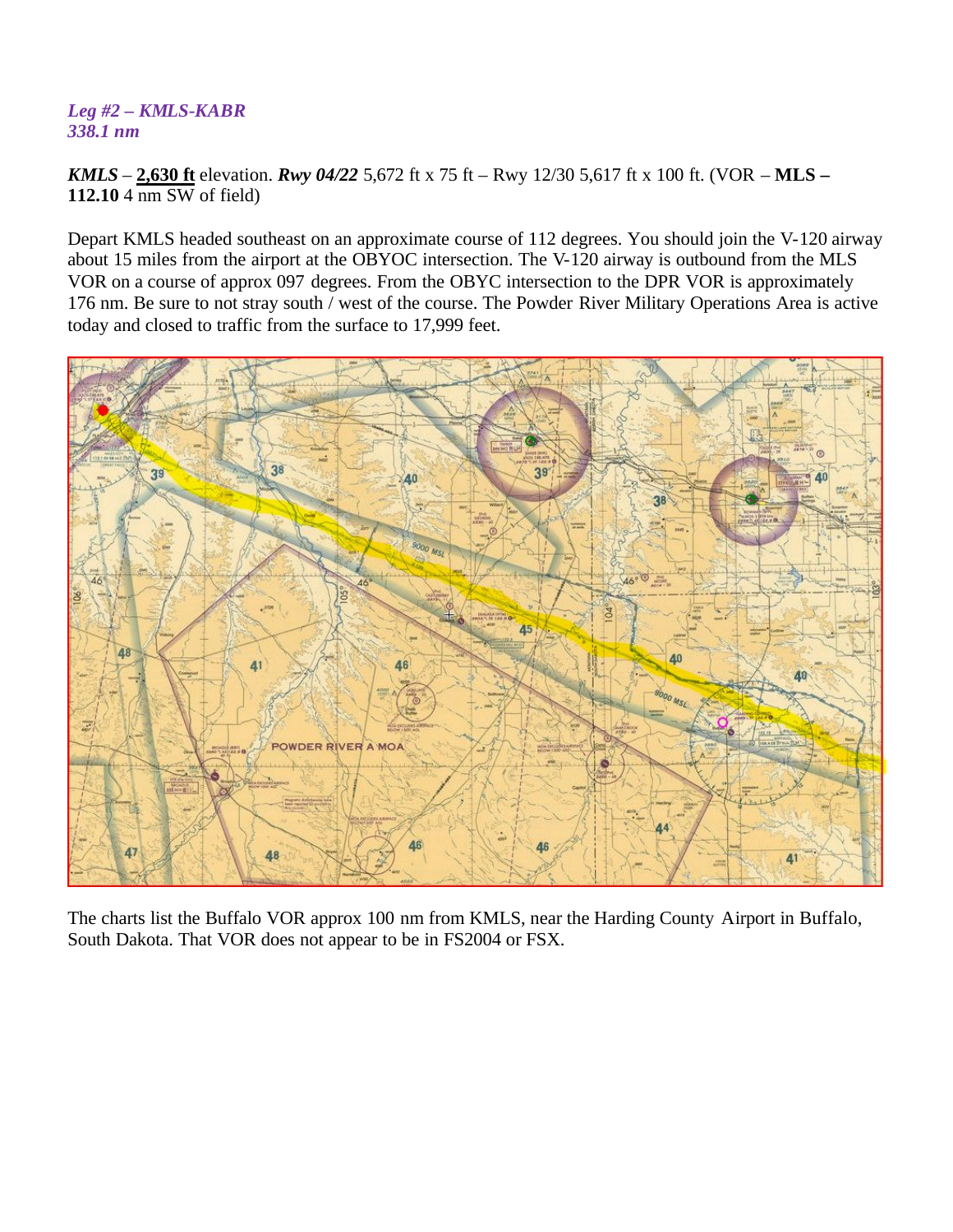***Leg #2 – KMLS-KABR***
***338.1 nm***

***KMLS*** – **2,630 ft** elevation. ***Rwy 04/22*** 5,672 ft x 75 ft – Rwy 12/30 5,617 ft x 100 ft. (VOR – **MLS – 112.10** 4 nm SW of field)

Depart KMLS headed southeast on an approximate course of 112 degrees. You should join the V-120 airway about 15 miles from the airport at the OBYOC intersection. The V-120 airway is outbound from the MLS VOR on a course of approx 097 degrees. From the OBYC intersection to the DPR VOR is approximately 176 nm. Be sure to not stray south / west of the course. The Powder River Military Operations Area is active today and closed to traffic from the surface to 17,999 feet.

The charts list the Buffalo VOR approx 100 nm from KMLS, near the Harding County Airport in Buffalo, South Dakota. That VOR does not appear to be in FS2004 or FSX.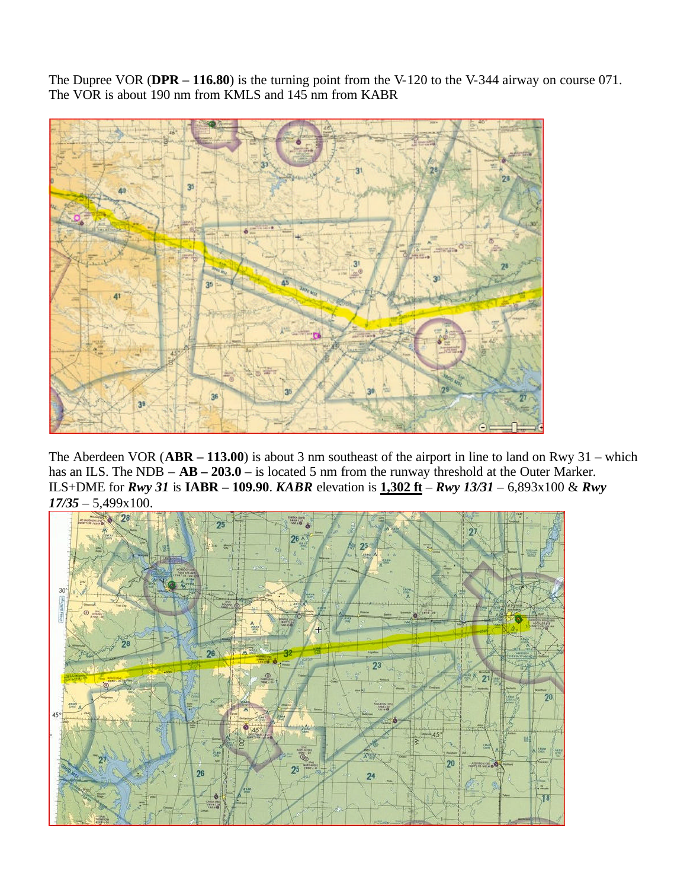The Dupree VOR (**DPR – 116.80**) is the turning point from the V-120 to the V-344 airway on course 071. The VOR is about 190 nm from KMLS and 145 nm from KABR

The Aberdeen VOR (**ABR – 113.00**) is about 3 nm southeast of the airport in line to land on Rwy 31 – which has an ILS. The NDB – **AB – 203.0** – is located 5 nm from the runway threshold at the Outer Marker. ILS+DME for ***Rwy 31*** is **IABR – 109.90**. ***KABR*** elevation is **1,302 ft** – ***Rwy 13/31*** – 6,893x100 & ***Rwy 17/35*** – 5,499x100.